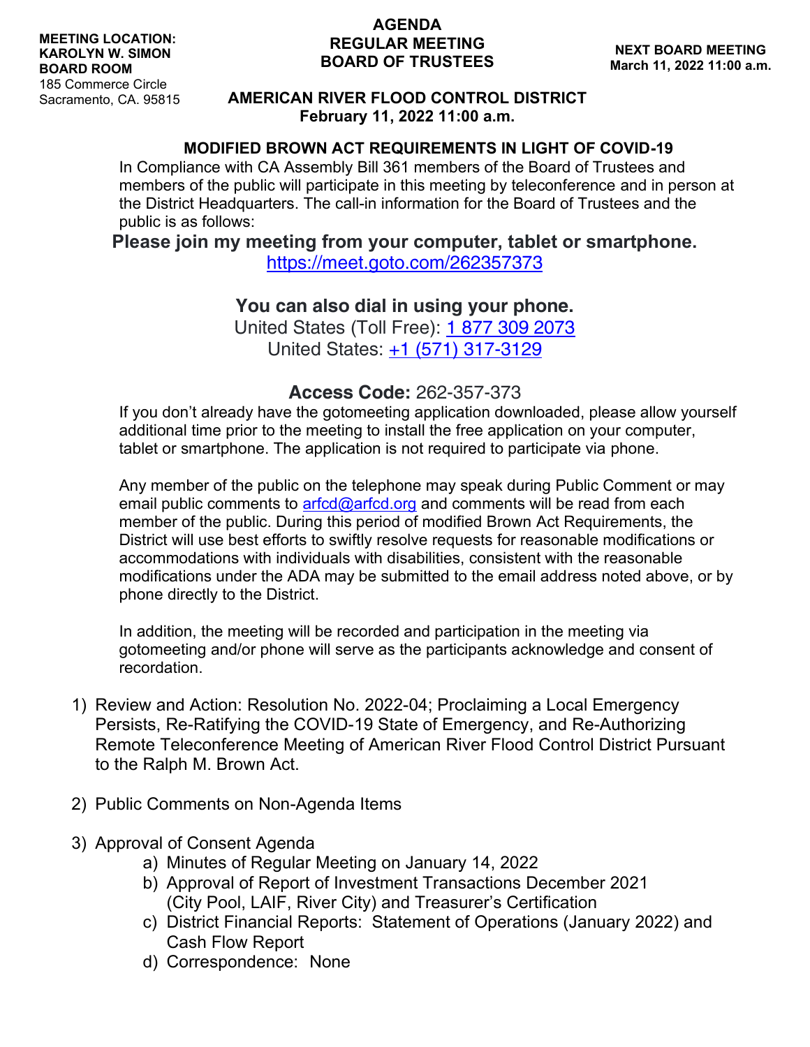**MEETING LOCATION:**
**KAROLYN W. SIMON**
**BOARD ROOM**
185 Commerce Circle
Sacramento, CA. 95815

# AGENDA
# REGULAR MEETING
# BOARD OF TRUSTEES

**NEXT BOARD MEETING**
**March 11, 2022 11:00 a.m.**

## AMERICAN RIVER FLOOD CONTROL DISTRICT
**February 11, 2022 11:00 a.m.**

### MODIFIED BROWN ACT REQUIREMENTS IN LIGHT OF COVID-19

In Compliance with CA Assembly Bill 361 members of the Board of Trustees and members of the public will participate in this meeting by teleconference and in person at the District Headquarters. The call-in information for the Board of Trustees and the public is as follows:

**Please join my meeting from your computer, tablet or smartphone.**
https://meet.goto.com/262357373

**You can also dial in using your phone.**
United States (Toll Free): 1 877 309 2073
United States: +1 (571) 317-3129

**Access Code:** 262-357-373

If you don't already have the gotomeeting application downloaded, please allow yourself additional time prior to the meeting to install the free application on your computer, tablet or smartphone. The application is not required to participate via phone.

Any member of the public on the telephone may speak during Public Comment or may email public comments to arfcd@arfcd.org and comments will be read from each member of the public. During this period of modified Brown Act Requirements, the District will use best efforts to swiftly resolve requests for reasonable modifications or accommodations with individuals with disabilities, consistent with the reasonable modifications under the ADA may be submitted to the email address noted above, or by phone directly to the District.

In addition, the meeting will be recorded and participation in the meeting via gotomeeting and/or phone will serve as the participants acknowledge and consent of recordation.

1) Review and Action: Resolution No. 2022-04; Proclaiming a Local Emergency Persists, Re-Ratifying the COVID-19 State of Emergency, and Re-Authorizing Remote Teleconference Meeting of American River Flood Control District Pursuant to the Ralph M. Brown Act.

2) Public Comments on Non-Agenda Items

3) Approval of Consent Agenda
   a) Minutes of Regular Meeting on January 14, 2022
   b) Approval of Report of Investment Transactions December 2021 (City Pool, LAIF, River City) and Treasurer's Certification
   c) District Financial Reports: Statement of Operations (January 2022) and Cash Flow Report
   d) Correspondence: None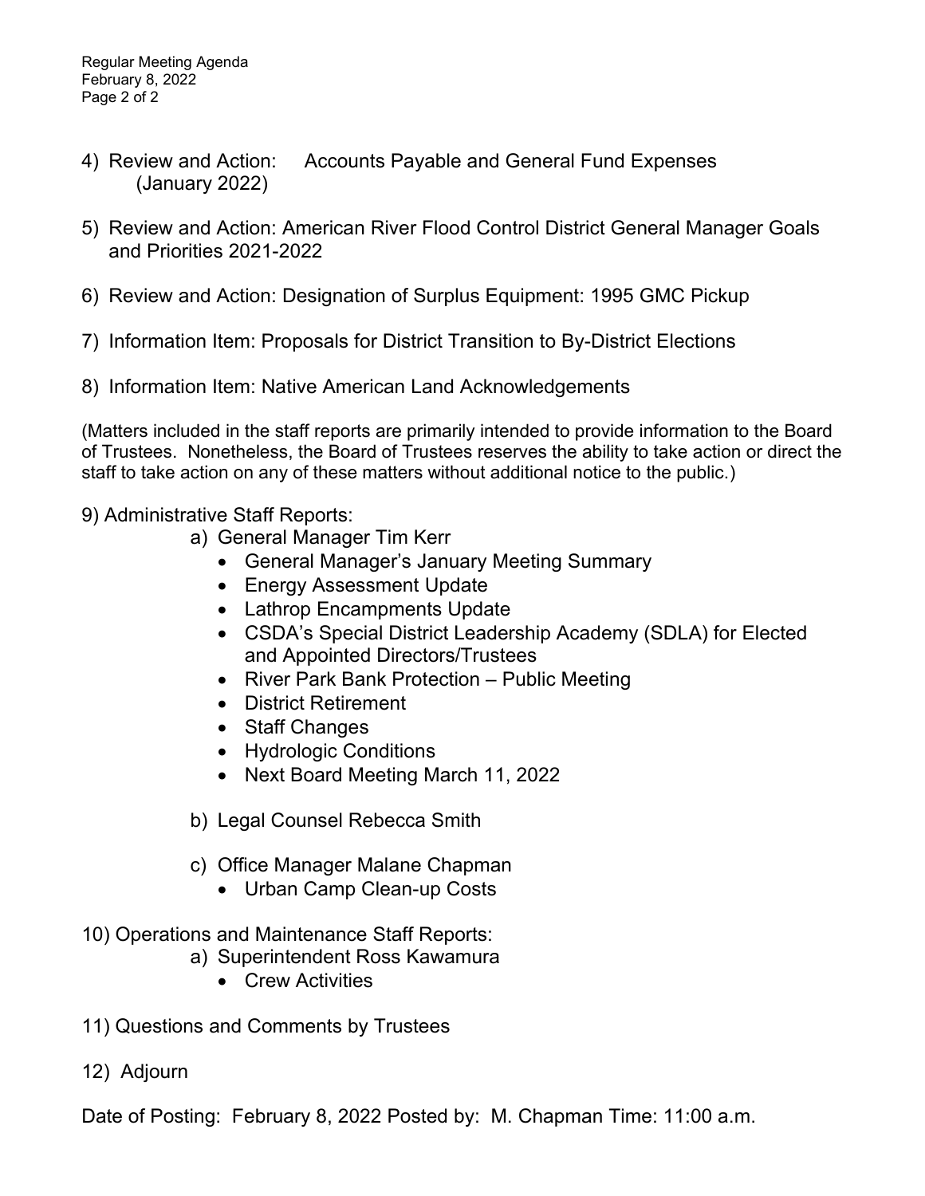4) Review and Action: Accounts Payable and General Fund Expenses (January 2022)

5) Review and Action: American River Flood Control District General Manager Goals and Priorities 2021-2022

6) Review and Action: Designation of Surplus Equipment: 1995 GMC Pickup

7) Information Item: Proposals for District Transition to By-District Elections

8) Information Item: Native American Land Acknowledgements

(Matters included in the staff reports are primarily intended to provide information to the Board of Trustees. Nonetheless, the Board of Trustees reserves the ability to take action or direct the staff to take action on any of these matters without additional notice to the public.)

9) Administrative Staff Reports:
   a) General Manager Tim Kerr
      - General Manager's January Meeting Summary
      - Energy Assessment Update
      - Lathrop Encampments Update
      - CSDA's Special District Leadership Academy (SDLA) for Elected and Appointed Directors/Trustees
      - River Park Bank Protection – Public Meeting
      - District Retirement
      - Staff Changes
      - Hydrologic Conditions
      - Next Board Meeting March 11, 2022

   b) Legal Counsel Rebecca Smith

   c) Office Manager Malane Chapman
      - Urban Camp Clean-up Costs

10) Operations and Maintenance Staff Reports:
   a) Superintendent Ross Kawamura
      - Crew Activities

11) Questions and Comments by Trustees

12) Adjourn

Date of Posting: February 8, 2022 Posted by: M. Chapman Time: 11:00 a.m.